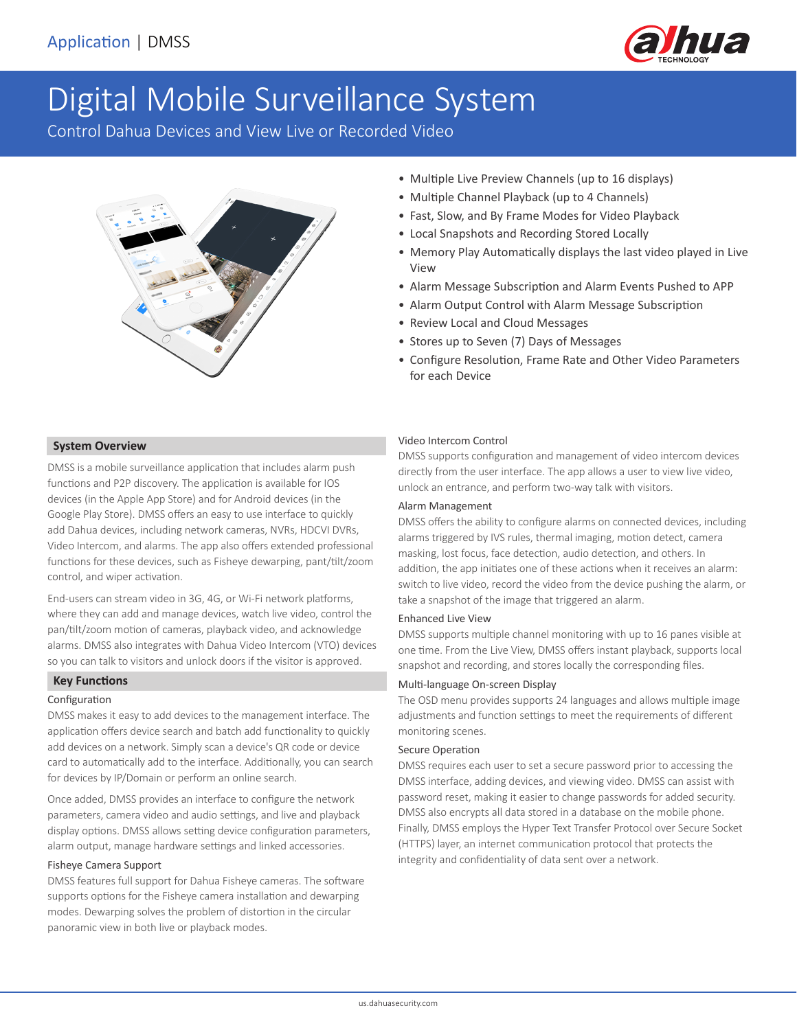Application | DMSS

# Digital Mobile Surveillance System

Control Dahua Devices and View Live or Recorded Video

- Multiple Live Preview Channels (up to 16 displays)
- Multiple Channel Playback (up to 4 Channels)
- Fast, Slow, and By Frame Modes for Video Playback
- Local Snapshots and Recording Stored Locally
- Memory Play Automatically displays the last video played in Live View
- Alarm Message Subscription and Alarm Events Pushed to APP
- Alarm Output Control with Alarm Message Subscription
- Review Local and Cloud Messages
- Stores up to Seven (7) Days of Messages
- Configure Resolution, Frame Rate and Other Video Parameters for each Device

## System Overview

DMSS is a mobile surveillance application that includes alarm push functions and P2P discovery. The application is available for IOS devices (in the Apple App Store) and for Android devices (in the Google Play Store). DMSS offers an easy to use interface to quickly add Dahua devices, including network cameras, NVRs, HDCVI DVRs, Video Intercom, and alarms. The app also offers extended professional functions for these devices, such as Fisheye dewarping, pant/tilt/zoom control, and wiper activation.

End-users can stream video in 3G, 4G, or Wi-Fi network platforms, where they can add and manage devices, watch live video, control the pan/tilt/zoom motion of cameras, playback video, and acknowledge alarms. DMSS also integrates with Dahua Video Intercom (VTO) devices so you can talk to visitors and unlock doors if the visitor is approved.

## Key Functions

### Configuration

DMSS makes it easy to add devices to the management interface. The application offers device search and batch add functionality to quickly add devices on a network. Simply scan a device's QR code or device card to automatically add to the interface. Additionally, you can search for devices by IP/Domain or perform an online search.

Once added, DMSS provides an interface to configure the network parameters, camera video and audio settings, and live and playback display options. DMSS allows setting device configuration parameters, alarm output, manage hardware settings and linked accessories.

### Fisheye Camera Support

DMSS features full support for Dahua Fisheye cameras. The software supports options for the Fisheye camera installation and dewarping modes. Dewarping solves the problem of distortion in the circular panoramic view in both live or playback modes.

### Video Intercom Control

DMSS supports configuration and management of video intercom devices directly from the user interface. The app allows a user to view live video, unlock an entrance, and perform two-way talk with visitors.

### Alarm Management

DMSS offers the ability to configure alarms on connected devices, including alarms triggered by IVS rules, thermal imaging, motion detect, camera masking, lost focus, face detection, audio detection, and others. In addition, the app initiates one of these actions when it receives an alarm: switch to live video, record the video from the device pushing the alarm, or take a snapshot of the image that triggered an alarm.

### Enhanced Live View

DMSS supports multiple channel monitoring with up to 16 panes visible at one time. From the Live View, DMSS offers instant playback, supports local snapshot and recording, and stores locally the corresponding files.

### Multi-language On-screen Display

The OSD menu provides supports 24 languages and allows multiple image adjustments and function settings to meet the requirements of different monitoring scenes.

### Secure Operation

DMSS requires each user to set a secure password prior to accessing the DMSS interface, adding devices, and viewing video. DMSS can assist with password reset, making it easier to change passwords for added security. DMSS also encrypts all data stored in a database on the mobile phone. Finally, DMSS employs the Hyper Text Transfer Protocol over Secure Socket (HTTPS) layer, an internet communication protocol that protects the integrity and confidentiality of data sent over a network.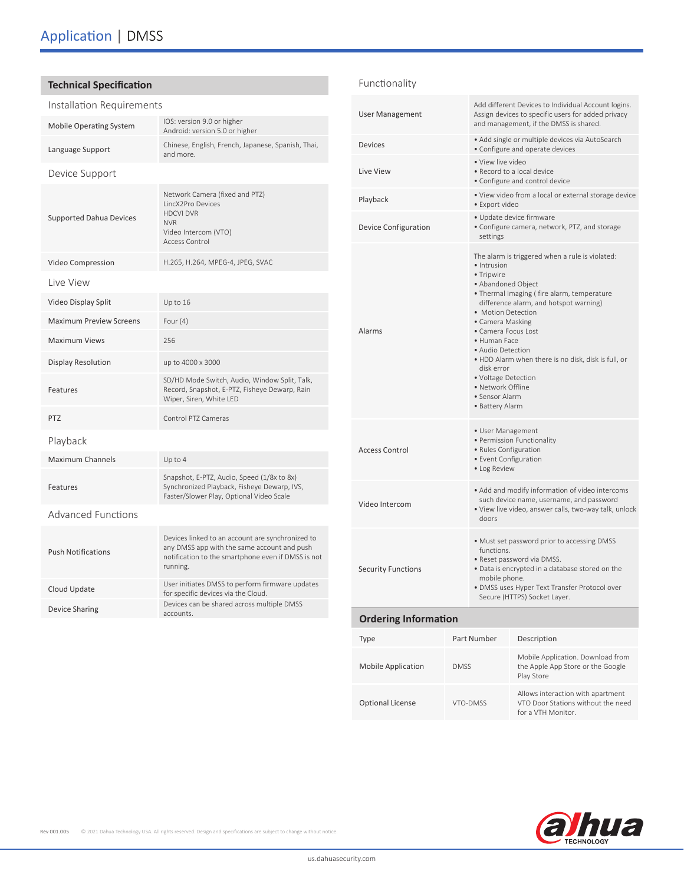# Application | DMSS

## Technical Specification

### Installation Requirements

| | |
|---|---|
| Mobile Operating System | IOS: version 9.0 or higher<br>Android: version 5.0 or higher |
| Language Support | Chinese, English, French, Japanese, Spanish, Thai, and more. |

### Device Support

| | |
|---|---|
| Supported Dahua Devices | Network Camera (fixed and PTZ)<br>LincX2Pro Devices<br>HDCVI DVR<br>NVR<br>Video Intercom (VTO)<br>Access Control |
| Video Compression | H.265, H.264, MPEG-4, JPEG, SVAC |

### Live View

| | |
|---|---|
| Video Display Split | Up to 16 |
| Maximum Preview Screens | Four (4) |
| Maximum Views | 256 |
| Display Resolution | up to 4000 x 3000 |
| Features | SD/HD Mode Switch, Audio, Window Split, Talk, Record, Snapshot, E-PTZ, Fisheye Dewarp, Rain Wiper, Siren, White LED |
| PTZ | Control PTZ Cameras |

### Playback

| | |
|---|---|
| Maximum Channels | Up to 4 |
| Features | Snapshot, E-PTZ, Audio, Speed (1/8x to 8x) Synchronized Playback, Fisheye Dewarp, IVS, Faster/Slower Play, Optional Video Scale |

### Advanced Functions

| | |
|---|---|
| Push Notifications | Devices linked to an account are synchronized to any DMSS app with the same account and push notification to the smartphone even if DMSS is not running. |
| Cloud Update | User initiates DMSS to perform firmware updates for specific devices via the Cloud. |
| Device Sharing | Devices can be shared across multiple DMSS accounts. |

### Functionality

| | |
|---|---|
| User Management | Add different Devices to Individual Account logins. Assign devices to specific users for added privacy and management, if the DMSS is shared. |
| Devices | • Add single or multiple devices via AutoSearch<br>• Configure and operate devices |
| Live View | • View live video<br>• Record to a local device<br>• Configure and control device |
| Playback | • View video from a local or external storage device<br>• Export video |
| Device Configuration | • Update device firmware<br>• Configure camera, network, PTZ, and storage settings |
| Alarms | The alarm is triggered when a rule is violated:<br>• Intrusion<br>• Tripwire<br>• Abandoned Object<br>• Thermal Imaging ( fire alarm, temperature difference alarm, and hotspot warning)<br>• Motion Detection<br>• Camera Masking<br>• Camera Focus Lost<br>• Human Face<br>• Audio Detection<br>• HDD Alarm when there is no disk, disk is full, or disk error<br>• Voltage Detection<br>• Network Offline<br>• Sensor Alarm<br>• Battery Alarm |
| Access Control | • User Management<br>• Permission Functionality<br>• Rules Configuration<br>• Event Configuration<br>• Log Review |
| Video Intercom | • Add and modify information of video intercoms such device name, username, and password<br>• View live video, answer calls, two-way talk, unlock doors |
| Security Functions | • Must set password prior to accessing DMSS functions.<br>• Reset password via DMSS.<br>• Data is encrypted in a database stored on the mobile phone.<br>• DMSS uses Hyper Text Transfer Protocol over Secure (HTTPS) Socket Layer. |

## Ordering Information

| Type | Part Number | Description |
|---|---|---|
| Mobile Application | DMSS | Mobile Application. Download from the Apple App Store or the Google Play Store |
| Optional License | VTO-DMSS | Allows interaction with apartment VTO Door Stations without the need for a VTH Monitor. |

Rev 001.005 © 2021 Dahua Technology USA. All rights reserved. Design and specifications are subject to change without notice.

us.dahuasecurity.com